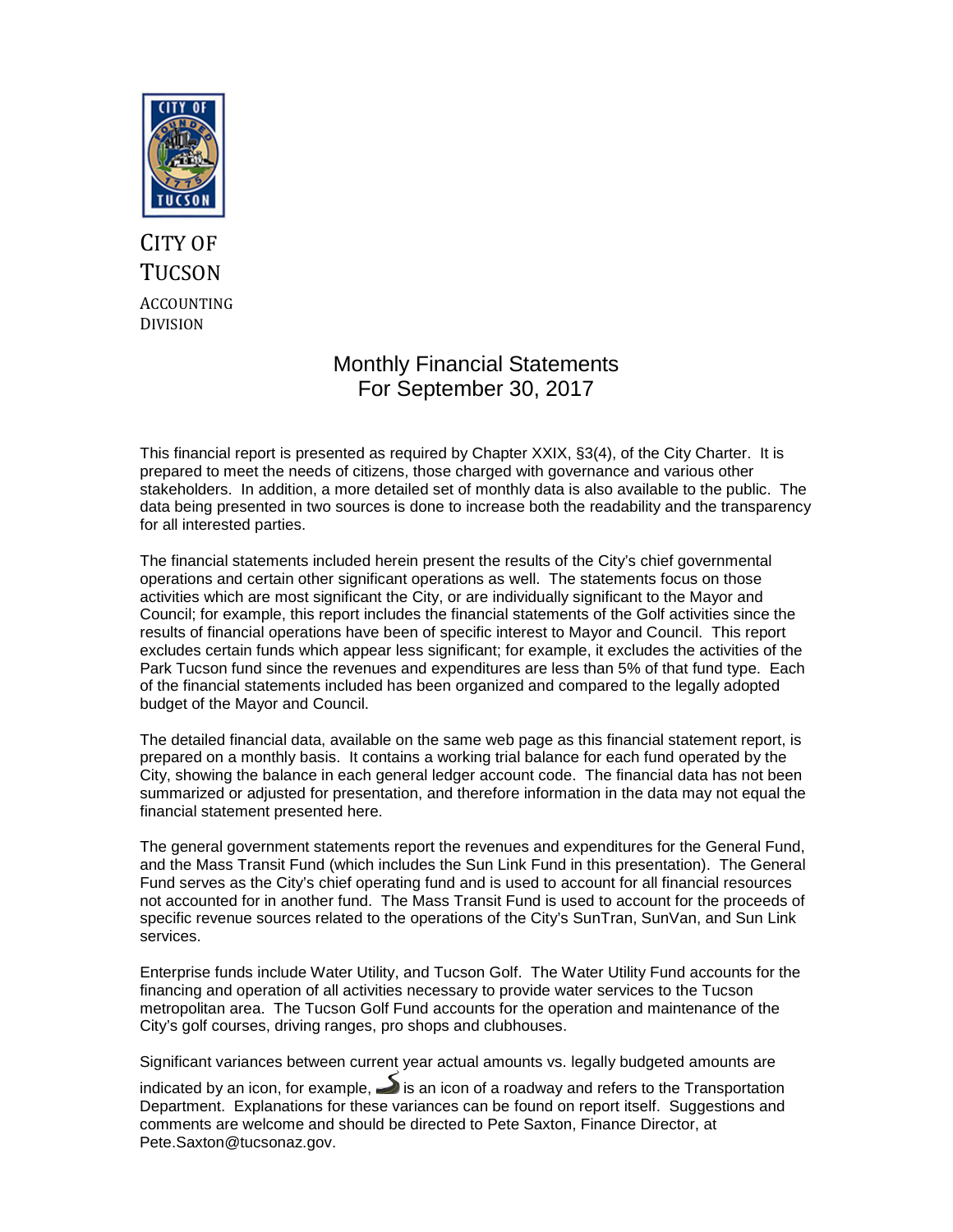CITY OF TUCSON

ACCOUNTING DIVISION

# Monthly Financial Statements
# For September 30, 2017

This financial report is presented as required by Chapter XXIX, §3(4), of the City Charter. It is prepared to meet the needs of citizens, those charged with governance and various other stakeholders. In addition, a more detailed set of monthly data is also available to the public. The data being presented in two sources is done to increase both the readability and the transparency for all interested parties.

The financial statements included herein present the results of the City's chief governmental operations and certain other significant operations as well. The statements focus on those activities which are most significant the City, or are individually significant to the Mayor and Council; for example, this report includes the financial statements of the Golf activities since the results of financial operations have been of specific interest to Mayor and Council. This report excludes certain funds which appear less significant; for example, it excludes the activities of the Park Tucson fund since the revenues and expenditures are less than 5% of that fund type. Each of the financial statements included has been organized and compared to the legally adopted budget of the Mayor and Council.

The detailed financial data, available on the same web page as this financial statement report, is prepared on a monthly basis. It contains a working trial balance for each fund operated by the City, showing the balance in each general ledger account code. The financial data has not been summarized or adjusted for presentation, and therefore information in the data may not equal the financial statement presented here.

The general government statements report the revenues and expenditures for the General Fund, and the Mass Transit Fund (which includes the Sun Link Fund in this presentation). The General Fund serves as the City's chief operating fund and is used to account for all financial resources not accounted for in another fund. The Mass Transit Fund is used to account for the proceeds of specific revenue sources related to the operations of the City's SunTran, SunVan, and Sun Link services.

Enterprise funds include Water Utility, and Tucson Golf. The Water Utility Fund accounts for the financing and operation of all activities necessary to provide water services to the Tucson metropolitan area. The Tucson Golf Fund accounts for the operation and maintenance of the City's golf courses, driving ranges, pro shops and clubhouses.

Significant variances between current year actual amounts vs. legally budgeted amounts are indicated by an icon, for example, is an icon of a roadway and refers to the Transportation Department. Explanations for these variances can be found on report itself. Suggestions and comments are welcome and should be directed to Pete Saxton, Finance Director, at Pete.Saxton@tucsonaz.gov.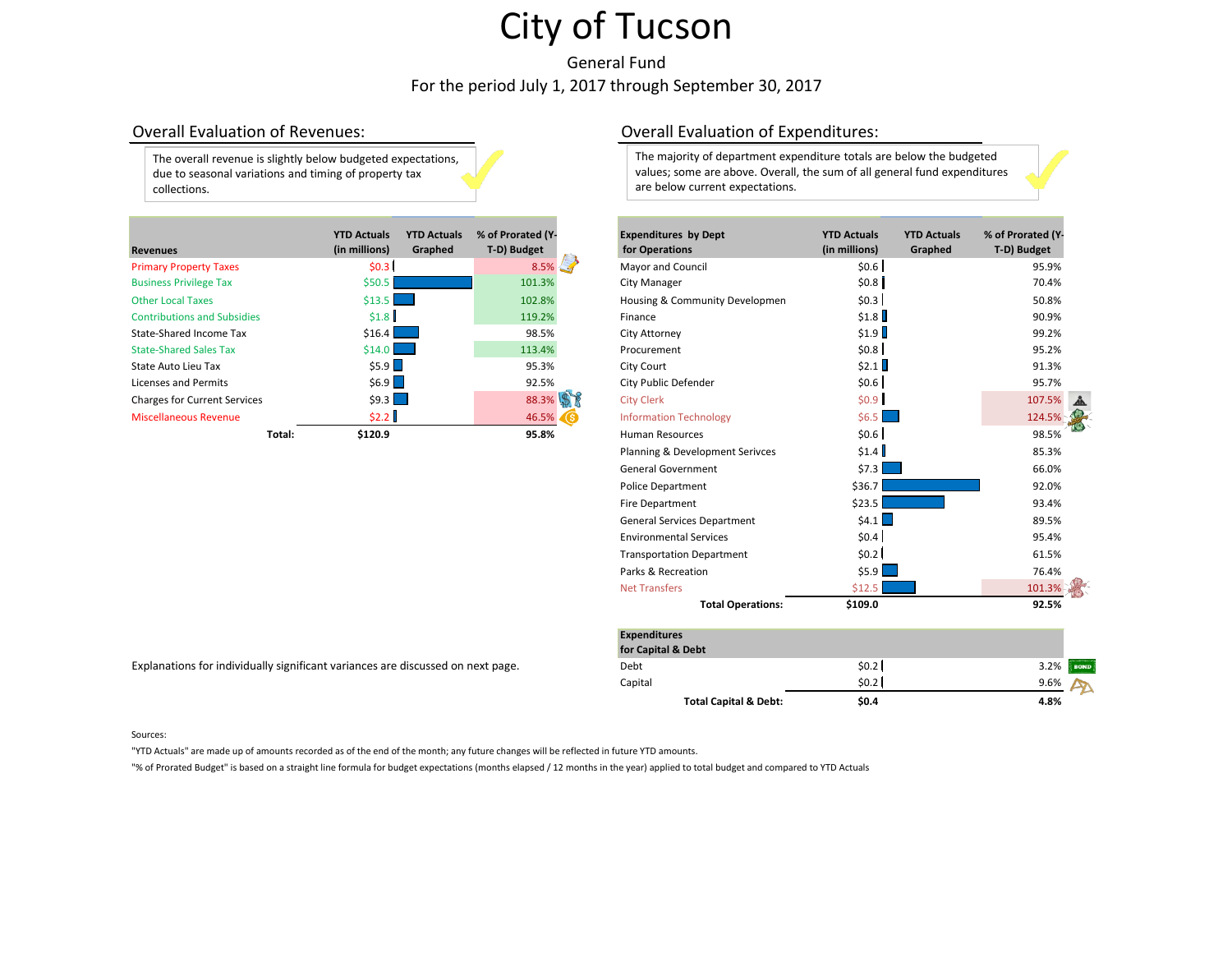# City of Tucson

General Fund

For the period July 1, 2017 through September 30, 2017

## Overall Evaluation of Revenues:

The overall revenue is slightly below budgeted expectations, due to seasonal variations and timing of property tax collections.

| Revenues | YTD Actuals (in millions) | YTD Actuals Graphed | % of Prorated (YTD) Budget |
|---|---|---|---|
| Primary Property Taxes | $0.3 | | 8.5% |
| Business Privilege Tax | $50.5 | | 101.3% |
| Other Local Taxes | $13.5 | | 102.8% |
| Contributions and Subsidies | $1.8 | | 119.2% |
| State-Shared Income Tax | $16.4 | | 98.5% |
| State-Shared Sales Tax | $14.0 | | 113.4% |
| State Auto Lieu Tax | $5.9 | | 95.3% |
| Licenses and Permits | $6.9 | | 92.5% |
| Charges for Current Services | $9.3 | | 88.3% |
| Miscellaneous Revenue | $2.2 | | 46.5% |
| **Total:** | **$120.9** | | **95.8%** |

Explanations for individually significant variances are discussed on next page.

## Overall Evaluation of Expenditures:

The majority of department expenditure totals are below the budgeted values; some are above. Overall, the sum of all general fund expenditures are below current expectations.

| Expenditures by Dept for Operations | YTD Actuals (in millions) | YTD Actuals Graphed | % of Prorated (YTD) Budget |
|---|---|---|---|
| Mayor and Council | $0.6 | | 95.9% |
| City Manager | $0.8 | | 70.4% |
| Housing & Community Developmen | $0.3 | | 50.8% |
| Finance | $1.8 | | 90.9% |
| City Attorney | $1.9 | | 99.2% |
| Procurement | $0.8 | | 95.2% |
| City Court | $2.1 | | 91.3% |
| City Public Defender | $0.6 | | 95.7% |
| City Clerk | $0.9 | | 107.5% |
| Information Technology | $6.5 | | 124.5% |
| Human Resources | $0.6 | | 98.5% |
| Planning & Development Serivces | $1.4 | | 85.3% |
| General Government | $7.3 | | 66.0% |
| Police Department | $36.7 | | 92.0% |
| Fire Department | $23.5 | | 93.4% |
| General Services Department | $4.1 | | 89.5% |
| Environmental Services | $0.4 | | 95.4% |
| Transportation Department | $0.2 | | 61.5% |
| Parks & Recreation | $5.9 | | 76.4% |
| Net Transfers | $12.5 | | 101.3% |
| **Total Operations:** | **$109.0** | | **92.5%** |

| Expenditures for Capital & Debt | YTD Actuals (in millions) | YTD Actuals Graphed | % of Prorated (YTD) Budget |
|---|---|---|---|
| Debt | $0.2 | | 3.2% |
| Capital | $0.2 | | 9.6% |
| **Total Capital & Debt:** | **$0.4** | | **4.8%** |

Sources:

"YTD Actuals" are made up of amounts recorded as of the end of the month; any future changes will be reflected in future YTD amounts.

"% of Prorated Budget" is based on a straight line formula for budget expectations (months elapsed / 12 months in the year) applied to total budget and compared to YTD Actuals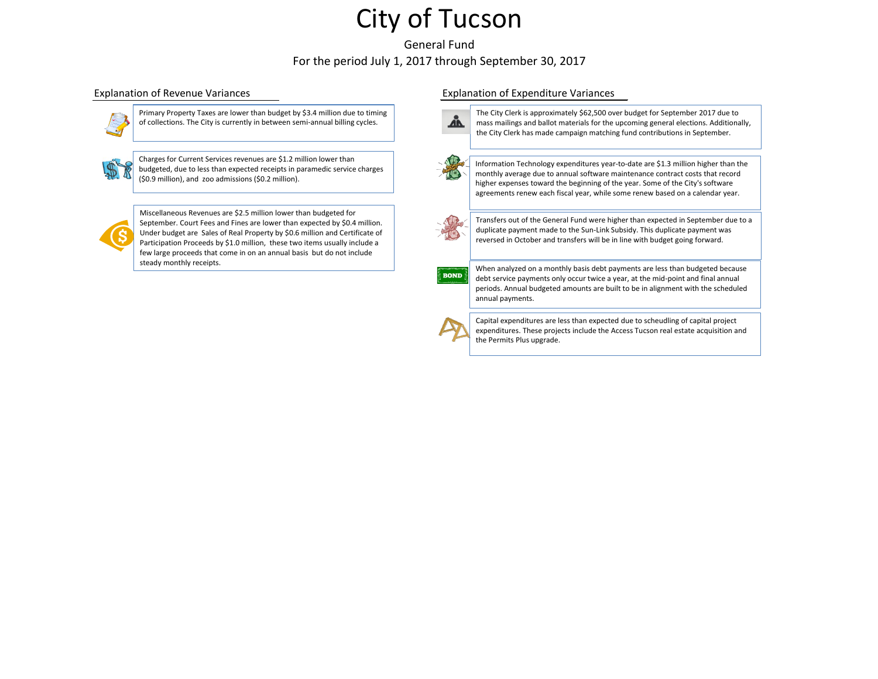# City of Tucson

General Fund

For the period July 1, 2017 through September 30, 2017

## Explanation of Revenue Variances

Primary Property Taxes are lower than budget by $3.4 million due to timing of collections. The City is currently in between semi-annual billing cycles.

Charges for Current Services revenues are $1.2 million lower than budgeted, due to less than expected receipts in paramedic service charges ($0.9 million), and zoo admissions ($0.2 million).

Miscellaneous Revenues are $2.5 million lower than budgeted for September. Court Fees and Fines are lower than expected by $0.4 million. Under budget are Sales of Real Property by $0.6 million and Certificate of Participation Proceeds by $1.0 million, these two items usually include a few large proceeds that come in on an annual basis but do not include steady monthly receipts.

## Explanation of Expenditure Variances

The City Clerk is approximately $62,500 over budget for September 2017 due to mass mailings and ballot materials for the upcoming general elections. Additionally, the City Clerk has made campaign matching fund contributions in September.

Information Technology expenditures year-to-date are $1.3 million higher than the monthly average due to annual software maintenance contract costs that record higher expenses toward the beginning of the year. Some of the City's software agreements renew each fiscal year, while some renew based on a calendar year.

Transfers out of the General Fund were higher than expected in September due to a duplicate payment made to the Sun-Link Subsidy. This duplicate payment was reversed in October and transfers will be in line with budget going forward.

When analyzed on a monthly basis debt payments are less than budgeted because debt service payments only occur twice a year, at the mid-point and final annual periods. Annual budgeted amounts are built to be in alignment with the scheduled annual payments.

Capital expenditures are less than expected due to scheudling of capital project expenditures. These projects include the Access Tucson real estate acquisition and the Permits Plus upgrade.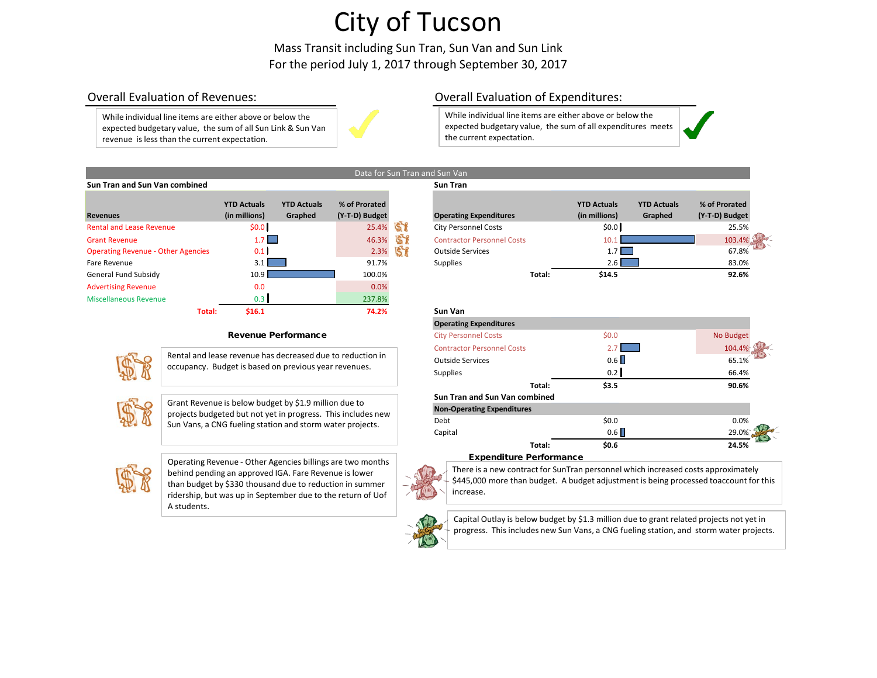# City of Tucson

Mass Transit including Sun Tran, Sun Van and Sun Link

For the period July 1, 2017 through September 30, 2017

## Overall Evaluation of Revenues:

While individual line items are either above or below the expected budgetary value, the sum of all Sun Link & Sun Van revenue is less than the current expectation.

## Overall Evaluation of Expenditures:

While individual line items are either above or below the expected budgetary value, the sum of all expenditures meets the current expectation.

### Data for Sun Tran and Sun Van

**Sun Tran and Sun Van combined**

| Revenues | YTD Actuals (in millions) | YTD Actuals Graphed | % of Prorated (Y-T-D) Budget |
|---|---|---|---|
| Rental and Lease Revenue | $0.0 | | 25.4% |
| Grant Revenue | 1.7 | | 46.3% |
| Operating Revenue - Other Agencies | 0.1 | | 2.3% |
| Fare Revenue | 3.1 | | 91.7% |
| General Fund Subsidy | 10.9 | | 100.0% |
| Advertising Revenue | 0.0 | | 0.0% |
| Miscellaneous Revenue | 0.3 | | 237.8% |
| **Total:** | **$16.1** | | **74.2%** |

**Sun Tran**

| Operating Expenditures | YTD Actuals (in millions) | YTD Actuals Graphed | % of Prorated (Y-T-D) Budget |
|---|---|---|---|
| City Personnel Costs | $0.0 | | 25.5% |
| Contractor Personnel Costs | 10.1 | | 103.4% |
| Outside Services | 1.7 | | 67.8% |
| Supplies | 2.6 | | 83.0% |
| **Total:** | **$14.5** | | **92.6%** |

**Sun Van**

| Operating Expenditures | YTD Actuals (in millions) | YTD Actuals Graphed | % of Prorated (Y-T-D) Budget |
|---|---|---|---|
| City Personnel Costs | $0.0 | | No Budget |
| Contractor Personnel Costs | 2.7 | | 104.4% |
| Outside Services | 0.6 | | 65.1% |
| Supplies | 0.2 | | 66.4% |
| **Total:** | **$3.5** | | **90.6%** |

**Sun Tran and Sun Van combined**

| Non-Operating Expenditures | YTD Actuals (in millions) | YTD Actuals Graphed | % of Prorated (Y-T-D) Budget |
|---|---|---|---|
| Debt | $0.0 | | 0.0% |
| Capital | 0.6 | | 29.0% |
| **Total:** | **$0.6** | | **24.5%** |

### Revenue Performance

Rental and lease revenue has decreased due to reduction in occupancy. Budget is based on previous year revenues.

Grant Revenue is below budget by $1.9 million due to projects budgeted but not yet in progress. This includes new Sun Vans, a CNG fueling station and storm water projects.

Operating Revenue - Other Agencies billings are two months behind pending an approved IGA. Fare Revenue is lower than budget by $330 thousand due to reduction in summer ridership, but was up in September due to the return of Uof A students.

### Expenditure Performance

There is a new contract for SunTran personnel which increased costs approximately $445,000 more than budget. A budget adjustment is being processed toaccount for this increase.

Capital Outlay is below budget by $1.3 million due to grant related projects not yet in progress. This includes new Sun Vans, a CNG fueling station, and storm water projects.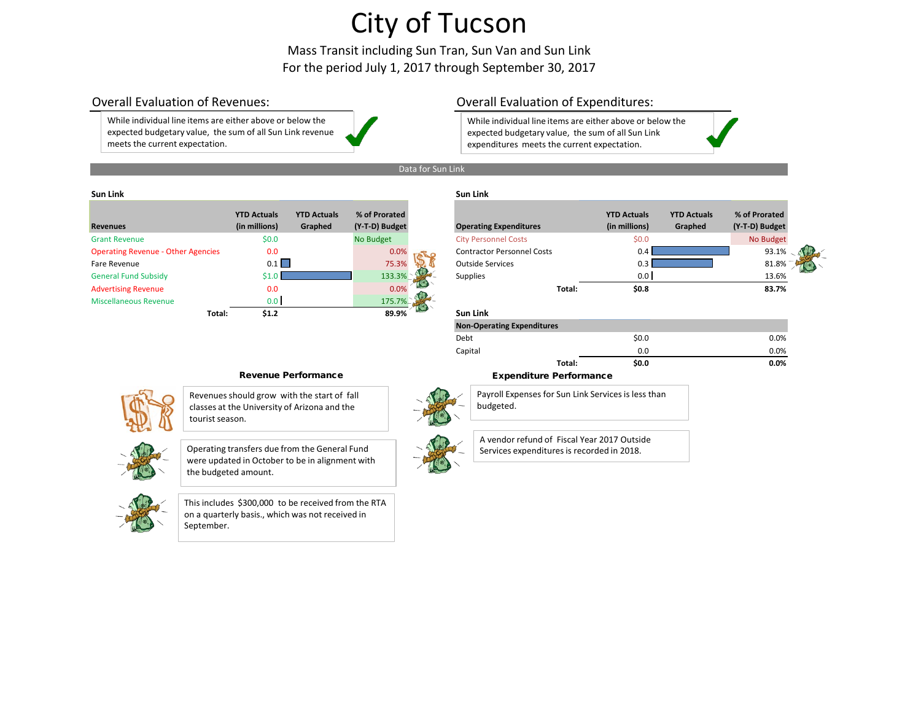# City of Tucson

Mass Transit including Sun Tran, Sun Van and Sun Link
For the period July 1, 2017 through September 30, 2017

## Overall Evaluation of Revenues:

While individual line items are either above or below the expected budgetary value, the sum of all Sun Link revenue meets the current expectation.

## Overall Evaluation of Expenditures:

While individual line items are either above or below the expected budgetary value, the sum of all Sun Link expenditures meets the current expectation.

### Data for Sun Link

**Sun Link**

| Revenues | YTD Actuals (in millions) | YTD Actuals Graphed | % of Prorated (Y-T-D) Budget |
|---|---|---|---|
| Grant Revenue | $0.0 | | No Budget |
| Operating Revenue - Other Agencies | 0.0 | | 0.0% |
| Fare Revenue | 0.1 | | 75.3% |
| General Fund Subsidy | $1.0 | | 133.3% |
| Advertising Revenue | 0.0 | | 0.0% |
| Miscellaneous Revenue | 0.0 | | 175.7% |
| **Total:** | **$1.2** | | **89.9%** |

**Sun Link**

| Operating Expenditures | YTD Actuals (in millions) | YTD Actuals Graphed | % of Prorated (Y-T-D) Budget |
|---|---|---|---|
| City Personnel Costs | $0.0 | | No Budget |
| Contractor Personnel Costs | 0.4 | | 93.1% |
| Outside Services | 0.3 | | 81.8% |
| Supplies | 0.0 | | 13.6% |
| **Total:** | **$0.8** | | **83.7%** |

**Sun Link**

| Non-Operating Expenditures | | | |
|---|---|---|---|
| Debt | $0.0 | | 0.0% |
| Capital | 0.0 | | 0.0% |
| **Total:** | **$0.0** | | **0.0%** |

### Revenue Performance

- Revenues should grow with the start of fall classes at the University of Arizona and the tourist season.
- Operating transfers due from the General Fund were updated in October to be in alignment with the budgeted amount.
- This includes $300,000 to be received from the RTA on a quarterly basis., which was not received in September.

### Expenditure Performance

- Payroll Expenses for Sun Link Services is less than budgeted.
- A vendor refund of Fiscal Year 2017 Outside Services expenditures is recorded in 2018.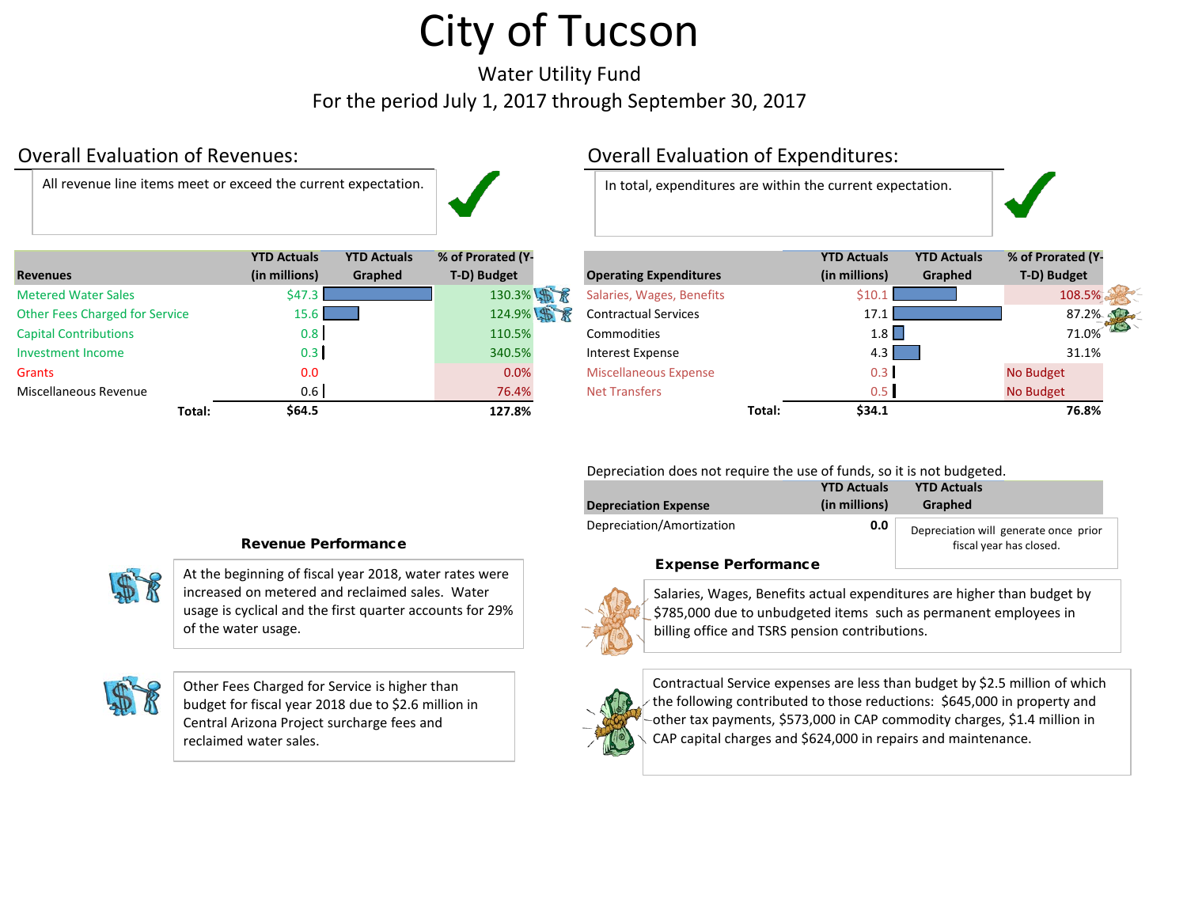# City of Tucson

Water Utility Fund

For the period July 1, 2017 through September 30, 2017

## Overall Evaluation of Revenues:

All revenue line items meet or exceed the current expectation.

| Revenues | YTD Actuals (in millions) | YTD Actuals Graphed | % of Prorated (Y-T-D) Budget |
|---|---|---|---|
| Metered Water Sales | $47.3 | | 130.3% |
| Other Fees Charged for Service | 15.6 | | 124.9% |
| Capital Contributions | 0.8 | | 110.5% |
| Investment Income | 0.3 | | 340.5% |
| Grants | 0.0 | | 0.0% |
| Miscellaneous Revenue | 0.6 | | 76.4% |
| **Total:** | **$64.5** | | **127.8%** |

## Overall Evaluation of Expenditures:

In total, expenditures are within the current expectation.

| Operating Expenditures | YTD Actuals (in millions) | YTD Actuals Graphed | % of Prorated (Y-T-D) Budget |
|---|---|---|---|
| Salaries, Wages, Benefits | $10.1 | | 108.5% |
| Contractual Services | 17.1 | | 87.2% |
| Commodities | 1.8 | | 71.0% |
| Interest Expense | 4.3 | | 31.1% |
| Miscellaneous Expense | 0.3 | | No Budget |
| Net Transfers | 0.5 | | No Budget |
| **Total:** | **$34.1** | | **76.8%** |

Depreciation does not require the use of funds, so it is not budgeted.

| Depreciation Expense | YTD Actuals (in millions) | YTD Actuals Graphed |
|---|---|---|
| Depreciation/Amortization | **0.0** | Depreciation will generate once prior fiscal year has closed. |

### Revenue Performance

At the beginning of fiscal year 2018, water rates were increased on metered and reclaimed sales. Water usage is cyclical and the first quarter accounts for 29% of the water usage.

Other Fees Charged for Service is higher than budget for fiscal year 2018 due to $2.6 million in Central Arizona Project surcharge fees and reclaimed water sales.

### Expense Performance

Salaries, Wages, Benefits actual expenditures are higher than budget by $785,000 due to unbudgeted items such as permanent employees in billing office and TSRS pension contributions.

Contractual Service expenses are less than budget by $2.5 million of which the following contributed to those reductions: $645,000 in property and other tax payments, $573,000 in CAP commodity charges, $1.4 million in CAP capital charges and $624,000 in repairs and maintenance.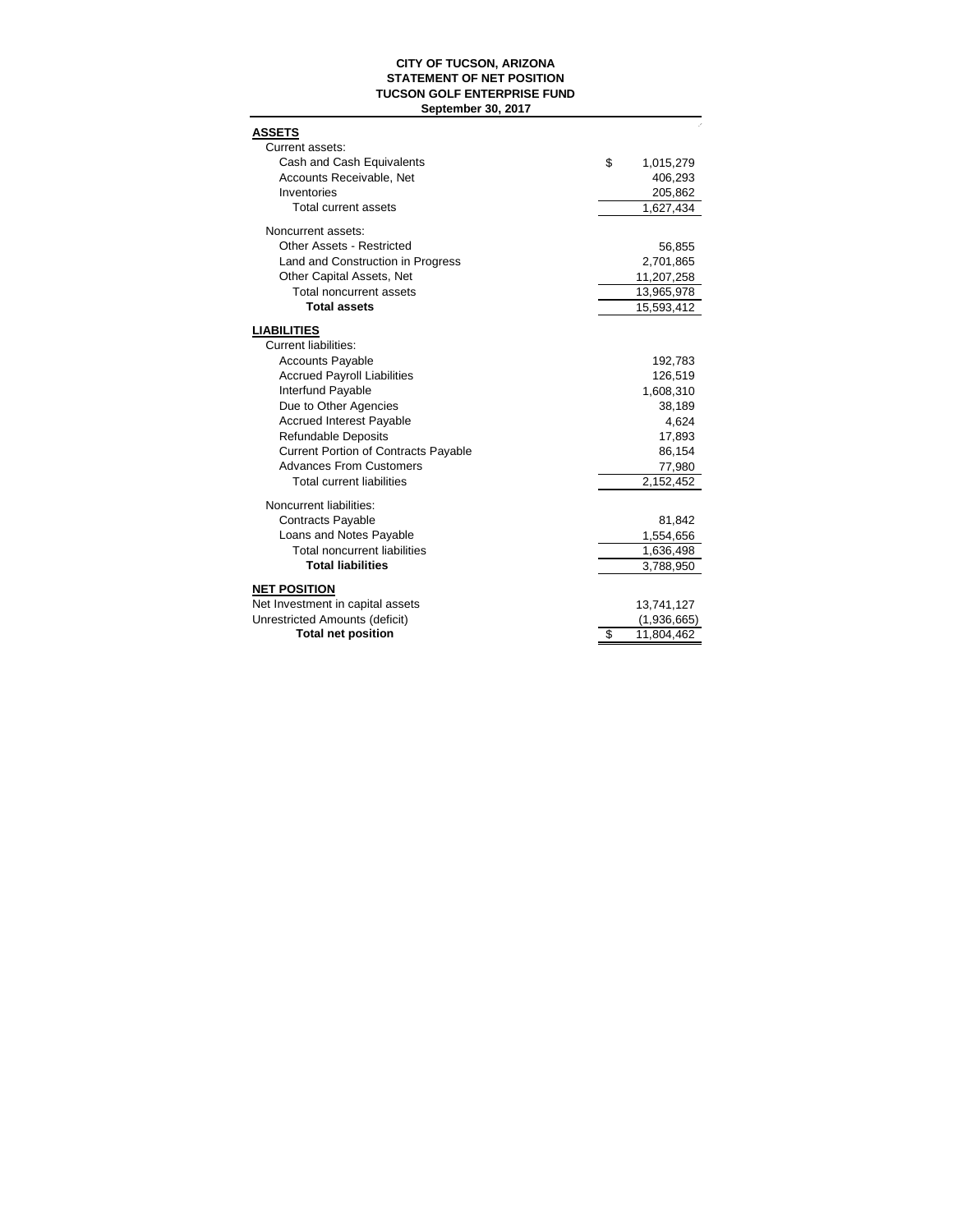**CITY OF TUCSON, ARIZONA**
**STATEMENT OF NET POSITION**
**TUCSON GOLF ENTERPRISE FUND**
**September 30, 2017**

| | |
|---|---|
| **ASSETS** | |
| Current assets: | |
| Cash and Cash Equivalents | $ 1,015,279 |
| Accounts Receivable, Net | 406,293 |
| Inventories | 205,862 |
| Total current assets | 1,627,434 |
| Noncurrent assets: | |
| Other Assets - Restricted | 56,855 |
| Land and Construction in Progress | 2,701,865 |
| Other Capital Assets, Net | 11,207,258 |
| Total noncurrent assets | 13,965,978 |
| **Total assets** | 15,593,412 |
| **LIABILITIES** | |
| Current liabilities: | |
| Accounts Payable | 192,783 |
| Accrued Payroll Liabilities | 126,519 |
| Interfund Payable | 1,608,310 |
| Due to Other Agencies | 38,189 |
| Accrued Interest Payable | 4,624 |
| Refundable Deposits | 17,893 |
| Current Portion of Contracts Payable | 86,154 |
| Advances From Customers | 77,980 |
| Total current liabilities | 2,152,452 |
| Noncurrent liabilities: | |
| Contracts Payable | 81,842 |
| Loans and Notes Payable | 1,554,656 |
| Total noncurrent liabilities | 1,636,498 |
| **Total liabilities** | 3,788,950 |
| **NET POSITION** | |
| Net Investment in capital assets | 13,741,127 |
| Unrestricted Amounts (deficit) | (1,936,665) |
| **Total net position** | $ 11,804,462 |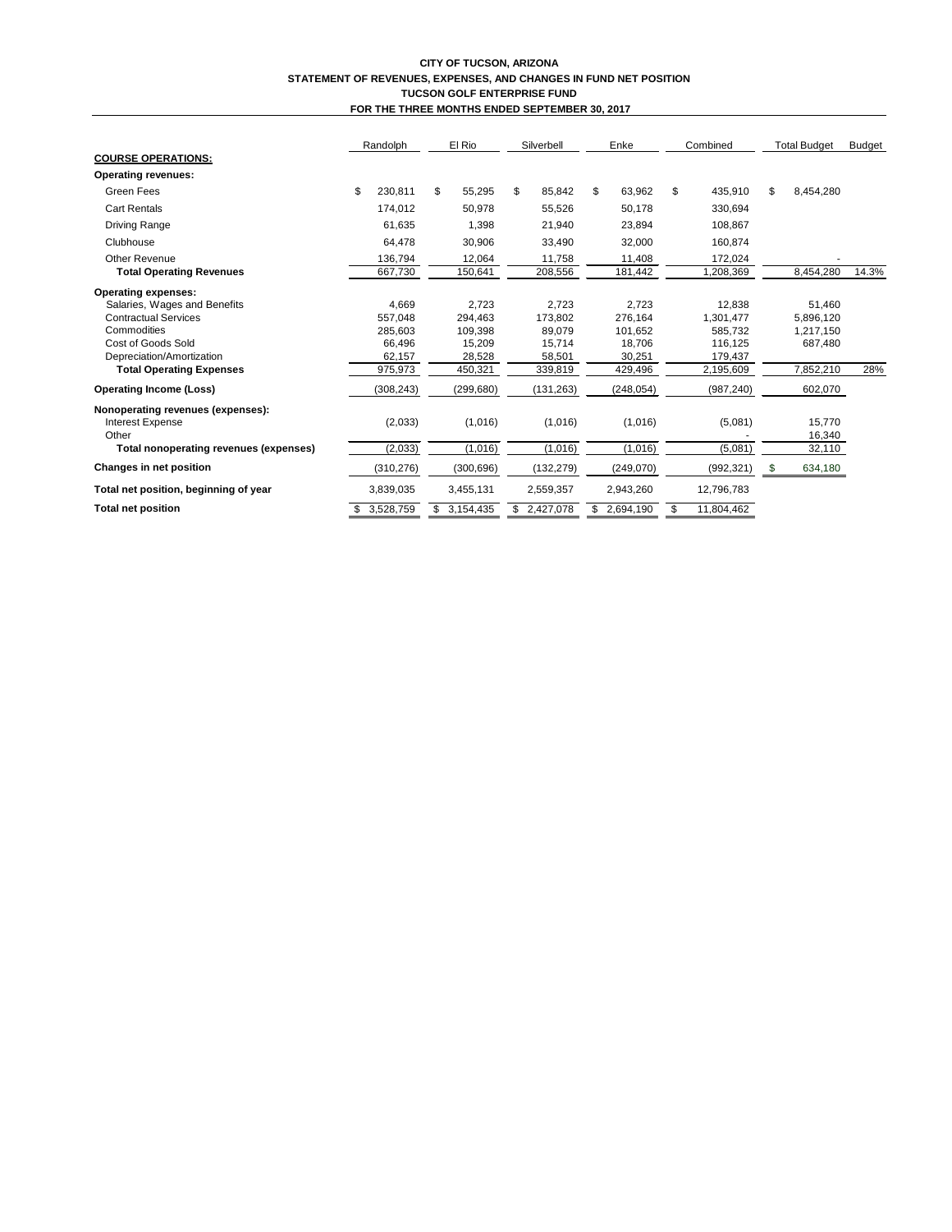**CITY OF TUCSON, ARIZONA**
**STATEMENT OF REVENUES, EXPENSES, AND CHANGES IN FUND NET POSITION**
**TUCSON GOLF ENTERPRISE FUND**
**FOR THE THREE MONTHS ENDED SEPTEMBER 30, 2017**

| | Randolph | El Rio | Silverbell | Enke | Combined | Total Budget | Budget |
|---|---|---|---|---|---|---|---|
| **COURSE OPERATIONS:** | | | | | | | |
| **Operating revenues:** | | | | | | | |
| Green Fees | $ 230,811 | $ 55,295 | $ 85,842 | $ 63,962 | $ 435,910 | $ 8,454,280 | |
| Cart Rentals | 174,012 | 50,978 | 55,526 | 50,178 | 330,694 | | |
| Driving Range | 61,635 | 1,398 | 21,940 | 23,894 | 108,867 | | |
| Clubhouse | 64,478 | 30,906 | 33,490 | 32,000 | 160,874 | | |
| Other Revenue | 136,794 | 12,064 | 11,758 | 11,408 | 172,024 | - | |
| **Total Operating Revenues** | 667,730 | 150,641 | 208,556 | 181,442 | 1,208,369 | 8,454,280 | 14.3% |
| **Operating expenses:** | | | | | | | |
| Salaries, Wages and Benefits | 4,669 | 2,723 | 2,723 | 2,723 | 12,838 | 51,460 | |
| Contractual Services | 557,048 | 294,463 | 173,802 | 276,164 | 1,301,477 | 5,896,120 | |
| Commodities | 285,603 | 109,398 | 89,079 | 101,652 | 585,732 | 1,217,150 | |
| Cost of Goods Sold | 66,496 | 15,209 | 15,714 | 18,706 | 116,125 | 687,480 | |
| Depreciation/Amortization | 62,157 | 28,528 | 58,501 | 30,251 | 179,437 | | |
| **Total Operating Expenses** | 975,973 | 450,321 | 339,819 | 429,496 | 2,195,609 | 7,852,210 | 28% |
| **Operating Income (Loss)** | (308,243) | (299,680) | (131,263) | (248,054) | (987,240) | 602,070 | |
| **Nonoperating revenues (expenses):** | | | | | | | |
| Interest Expense | (2,033) | (1,016) | (1,016) | (1,016) | (5,081) | 15,770 | |
| Other | | | | | - | 16,340 | |
| **Total nonoperating revenues (expenses)** | (2,033) | (1,016) | (1,016) | (1,016) | (5,081) | 32,110 | |
| **Changes in net position** | (310,276) | (300,696) | (132,279) | (249,070) | (992,321) | $ 634,180 | |
| **Total net position, beginning of year** | 3,839,035 | 3,455,131 | 2,559,357 | 2,943,260 | 12,796,783 | | |
| **Total net position** | $ 3,528,759 | $ 3,154,435 | $ 2,427,078 | $ 2,694,190 | $ 11,804,462 | | |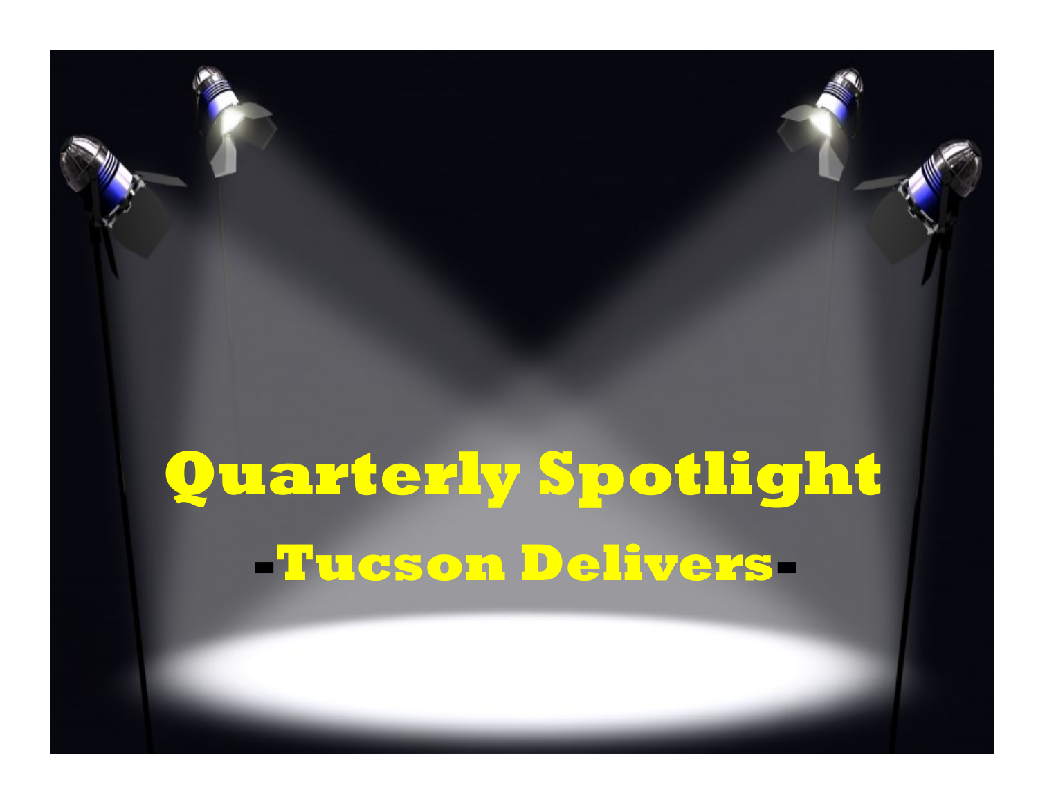# Quarterly Spotlight

## -Tucson Delivers-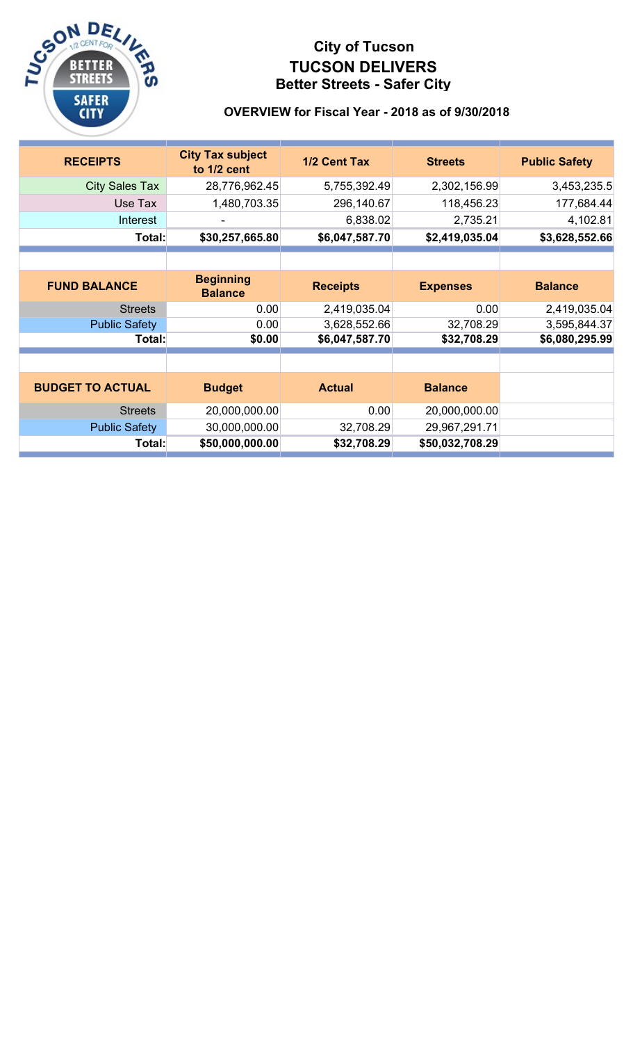# City of Tucson
# TUCSON DELIVERS
## Better Streets - Safer City

### OVERVIEW for Fiscal Year - 2018 as of 9/30/2018

| RECEIPTS | City Tax subject to 1/2 cent | 1/2 Cent Tax | Streets | Public Safety |
|---|---|---|---|---|
| City Sales Tax | 28,776,962.45 | 5,755,392.49 | 2,302,156.99 | 3,453,235.5 |
| Use Tax | 1,480,703.35 | 296,140.67 | 118,456.23 | 177,684.44 |
| Interest | - | 6,838.02 | 2,735.21 | 4,102.81 |
| **Total:** | **$30,257,665.80** | **$6,047,587.70** | **$2,419,035.04** | **$3,628,552.66** |

| FUND BALANCE | Beginning Balance | Receipts | Expenses | Balance |
|---|---|---|---|---|
| Streets | 0.00 | 2,419,035.04 | 0.00 | 2,419,035.04 |
| Public Safety | 0.00 | 3,628,552.66 | 32,708.29 | 3,595,844.37 |
| **Total:** | **$0.00** | **$6,047,587.70** | **$32,708.29** | **$6,080,295.99** |

| BUDGET TO ACTUAL | Budget | Actual | Balance |
|---|---|---|---|
| Streets | 20,000,000.00 | 0.00 | 20,000,000.00 |
| Public Safety | 30,000,000.00 | 32,708.29 | 29,967,291.71 |
| **Total:** | **$50,000,000.00** | **$32,708.29** | **$50,032,708.29** |